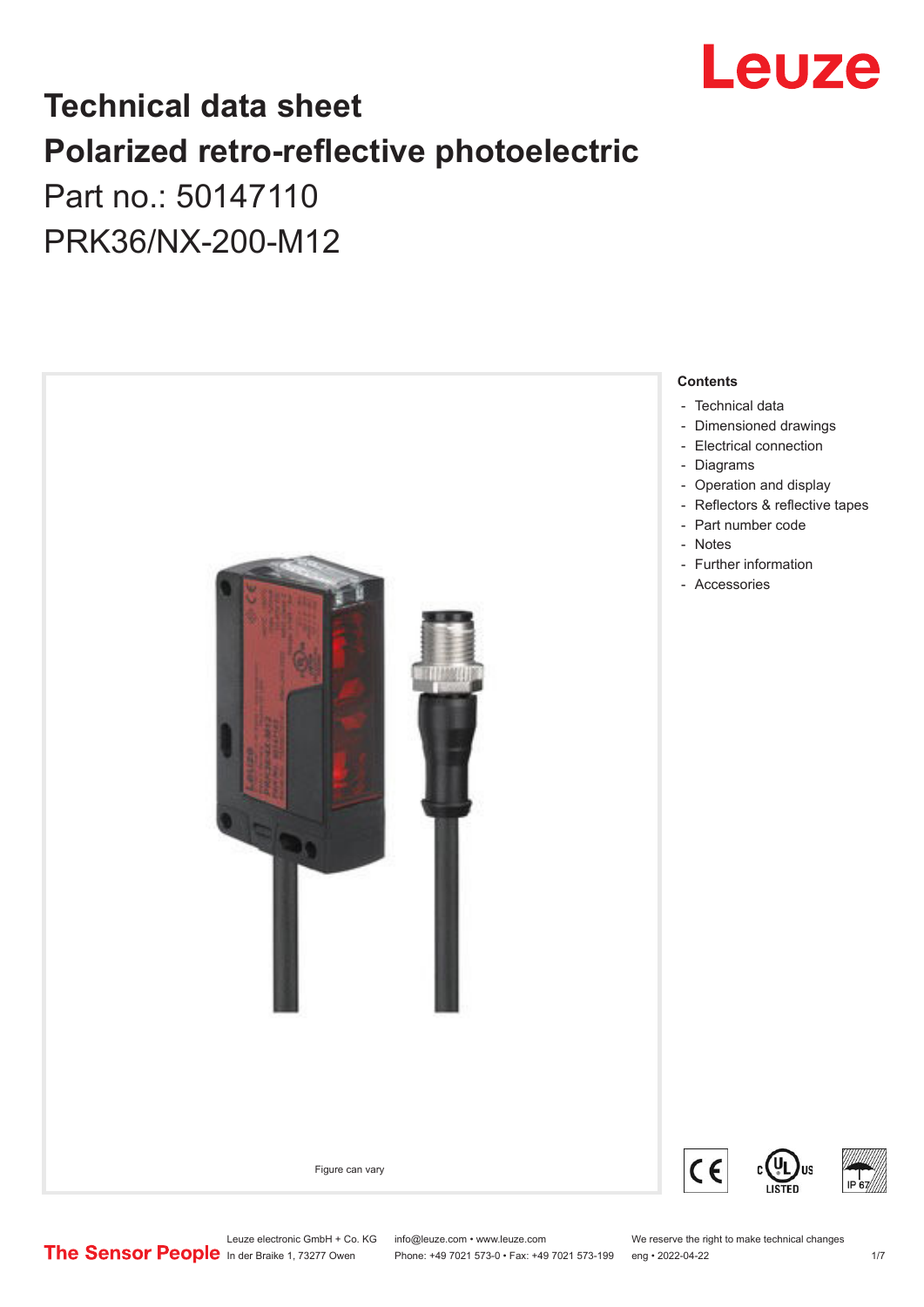# Technical data sheet

# Polarized retro-reflective photoelectric

## Part no.: 50147110

## PRK36/NX-200-M12

Figure can vary

**Contents**

- Technical data
- Dimensioned drawings
- Electrical connection
- Diagrams
- Operation and display
- Reflectors & reflective tapes
- Part number code
- Notes
- Further information
- Accessories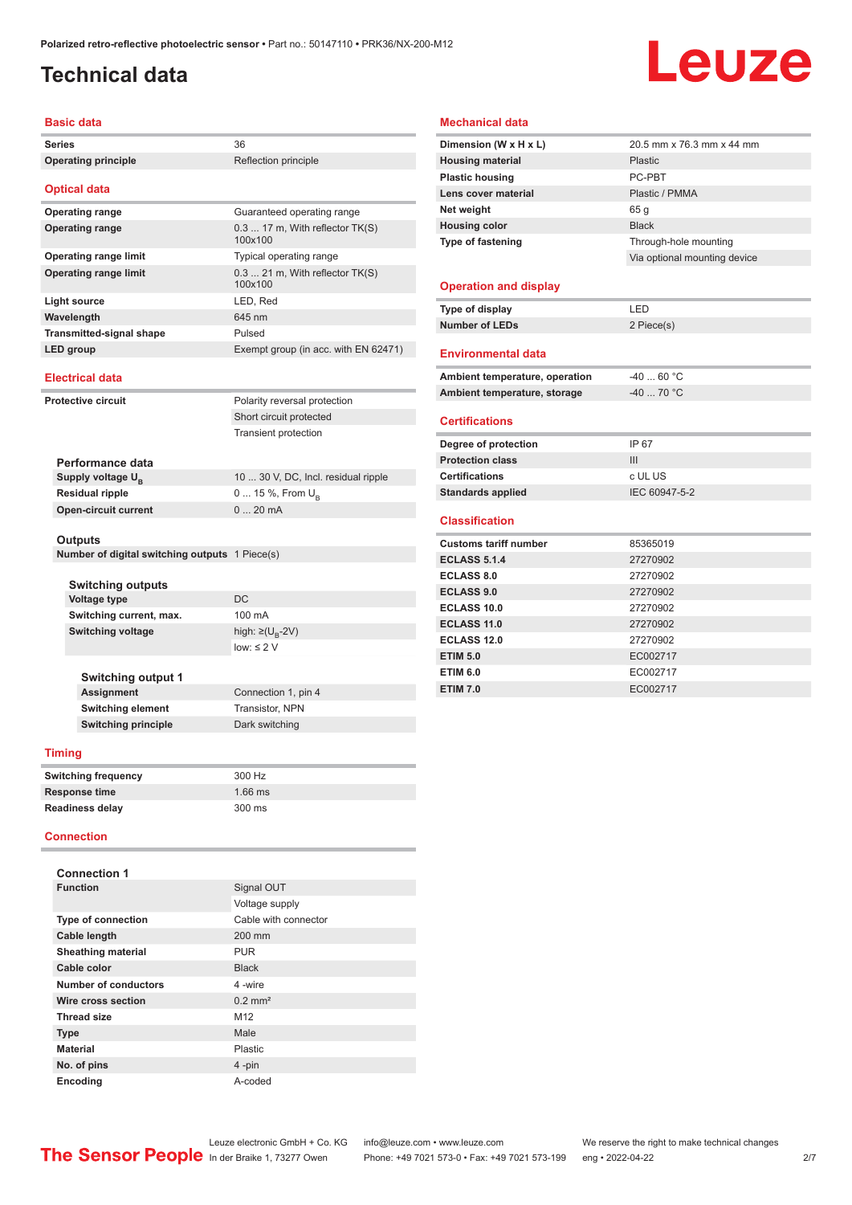# Technical data

## Basic data

| | |
|---|---|
| Series | 36 |
| Operating principle | Reflection principle |

## Optical data

| | |
|---|---|
| Operating range | Guaranteed operating range |
| Operating range | 0.3 ... 17 m, With reflector TK(S) 100x100 |
| Operating range limit | Typical operating range |
| Operating range limit | 0.3 ... 21 m, With reflector TK(S) 100x100 |
| Light source | LED, Red |
| Wavelength | 645 nm |
| Transmitted-signal shape | Pulsed |
| LED group | Exempt group (in acc. with EN 62471) |

## Electrical data

| | |
|---|---|
| Protective circuit | Polarity reversal protection |
| | Short circuit protected |
| | Transient protection |

### Performance data

| | |
|---|---|
| Supply voltage $U_B$ | 10 ... 30 V, DC, Incl. residual ripple |
| Residual ripple | 0 ... 15 %, From $U_B$ |
| Open-circuit current | 0 ... 20 mA |

### Outputs

| | |
|---|---|
| Number of digital switching outputs | 1 Piece(s) |

### Switching outputs

| | |
|---|---|
| Voltage type | DC |
| Switching current, max. | 100 mA |
| Switching voltage | high: ≥($U_B$-2V) |
| | low: ≤ 2 V |

### Switching output 1

| | |
|---|---|
| Assignment | Connection 1, pin 4 |
| Switching element | Transistor, NPN |
| Switching principle | Dark switching |

## Timing

| | |
|---|---|
| Switching frequency | 300 Hz |
| Response time | 1.66 ms |
| Readiness delay | 300 ms |

## Connection

### Connection 1

| | |
|---|---|
| Function | Signal OUT |
| | Voltage supply |
| Type of connection | Cable with connector |
| Cable length | 200 mm |
| Sheathing material | PUR |
| Cable color | Black |
| Number of conductors | 4 -wire |
| Wire cross section | 0.2 mm² |
| Thread size | M12 |
| Type | Male |
| Material | Plastic |
| No. of pins | 4 -pin |
| Encoding | A-coded |

## Mechanical data

| | |
|---|---|
| Dimension (W x H x L) | 20.5 mm x 76.3 mm x 44 mm |
| Housing material | Plastic |
| Plastic housing | PC-PBT |
| Lens cover material | Plastic / PMMA |
| Net weight | 65 g |
| Housing color | Black |
| Type of fastening | Through-hole mounting |
| | Via optional mounting device |

## Operation and display

| | |
|---|---|
| Type of display | LED |
| Number of LEDs | 2 Piece(s) |

## Environmental data

| | |
|---|---|
| Ambient temperature, operation | -40 ... 60 °C |
| Ambient temperature, storage | -40 ... 70 °C |

## Certifications

| | |
|---|---|
| Degree of protection | IP 67 |
| Protection class | III |
| Certifications | c UL US |
| Standards applied | IEC 60947-5-2 |

## Classification

| | |
|---|---|
| Customs tariff number | 85365019 |
| ECLASS 5.1.4 | 27270902 |
| ECLASS 8.0 | 27270902 |
| ECLASS 9.0 | 27270902 |
| ECLASS 10.0 | 27270902 |
| ECLASS 11.0 | 27270902 |
| ECLASS 12.0 | 27270902 |
| ETIM 5.0 | EC002717 |
| ETIM 6.0 | EC002717 |
| ETIM 7.0 | EC002717 |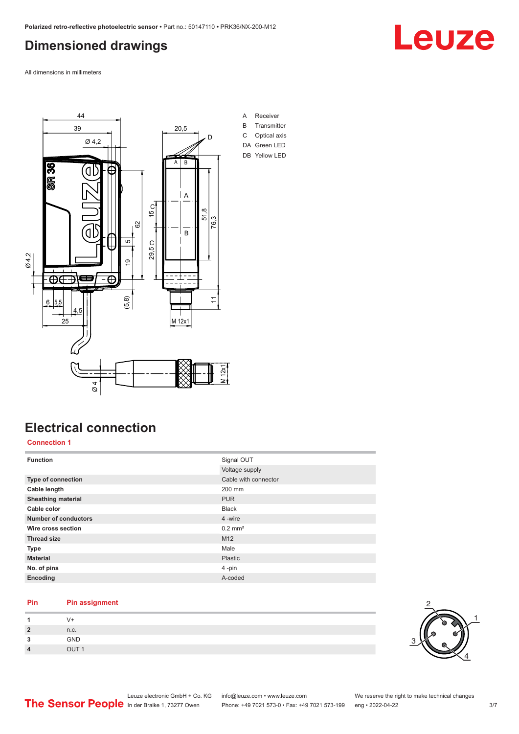## Dimensioned drawings

All dimensions in millimeters

A Receiver
B Transmitter
C Optical axis
DA Green LED
DB Yellow LED

## Electrical connection

**Connection 1**

| Function | Signal OUT |
|---|---|
| | Voltage supply |
| **Type of connection** | Cable with connector |
| **Cable length** | 200 mm |
| **Sheathing material** | PUR |
| **Cable color** | Black |
| **Number of conductors** | 4 -wire |
| **Wire cross section** | 0.2 mm² |
| **Thread size** | M12 |
| **Type** | Male |
| **Material** | Plastic |
| **No. of pins** | 4 -pin |
| **Encoding** | A-coded |

| Pin | Pin assignment |
|---|---|
| **1** | V+ |
| **2** | n.c. |
| **3** | GND |
| **4** | OUT 1 |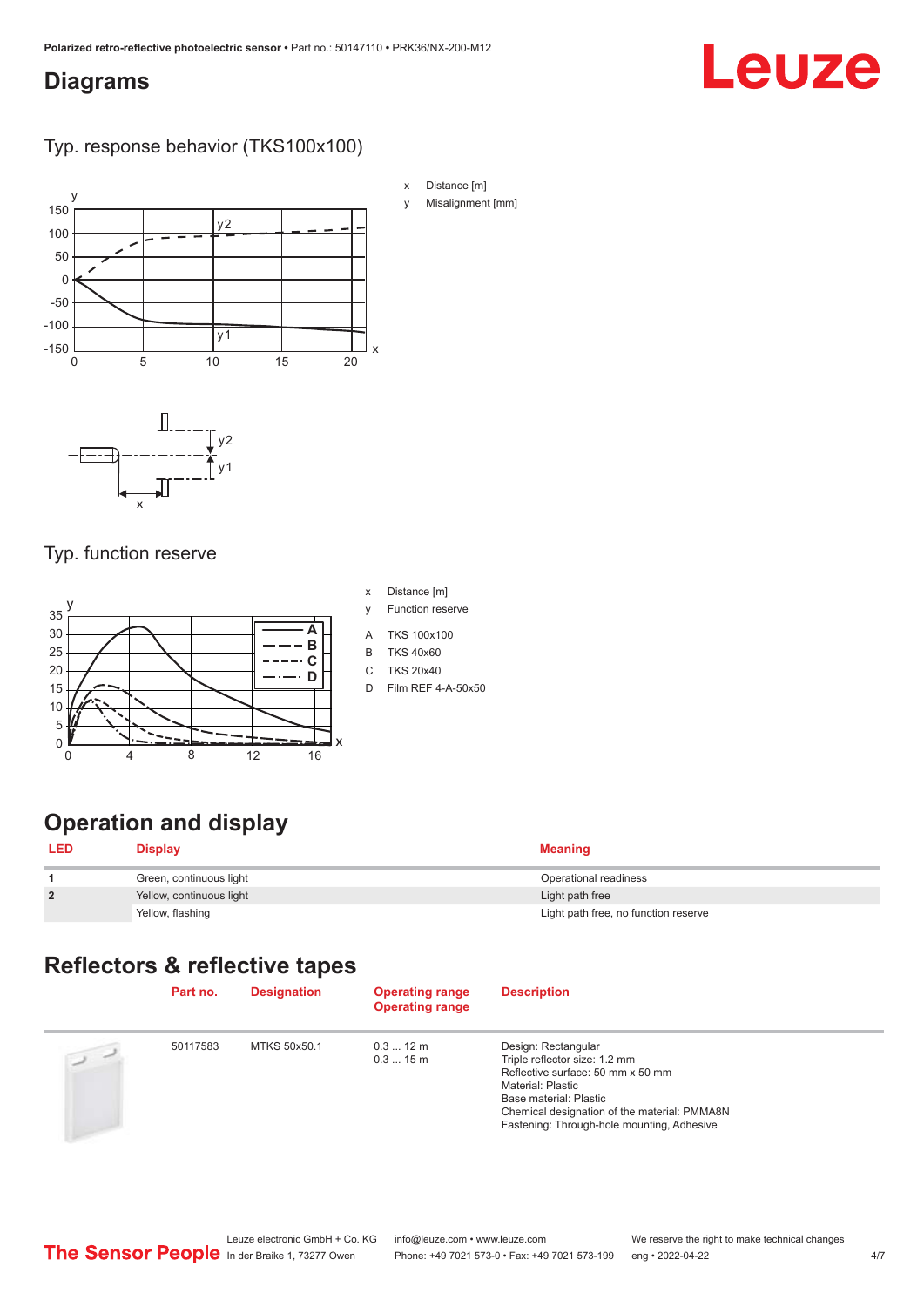## Diagrams

### Typ. response behavior (TKS100x100)

x Distance [m]
y Misalignment [mm]

### Typ. function reserve

x Distance [m]
y Function reserve

A TKS 100x100
B TKS 40x60
C TKS 20x40
D Film REF 4-A-50x50

## Operation and display

| LED | Display | Meaning |
|---|---|---|
| 1 | Green, continuous light | Operational readiness |
| 2 | Yellow, continuous light | Light path free |
| | Yellow, flashing | Light path free, no function reserve |

## Reflectors & reflective tapes

| | Part no. | Designation | Operating range<br>Operating range | Description |
|---|---|---|---|---|
| | 50117583 | MTKS 50x50.1 | 0.3 ... 12 m<br>0.3 ... 15 m | Design: Rectangular<br>Triple reflector size: 1.2 mm<br>Reflective surface: 50 mm x 50 mm<br>Material: Plastic<br>Base material: Plastic<br>Chemical designation of the material: PMMA8N<br>Fastening: Through-hole mounting, Adhesive |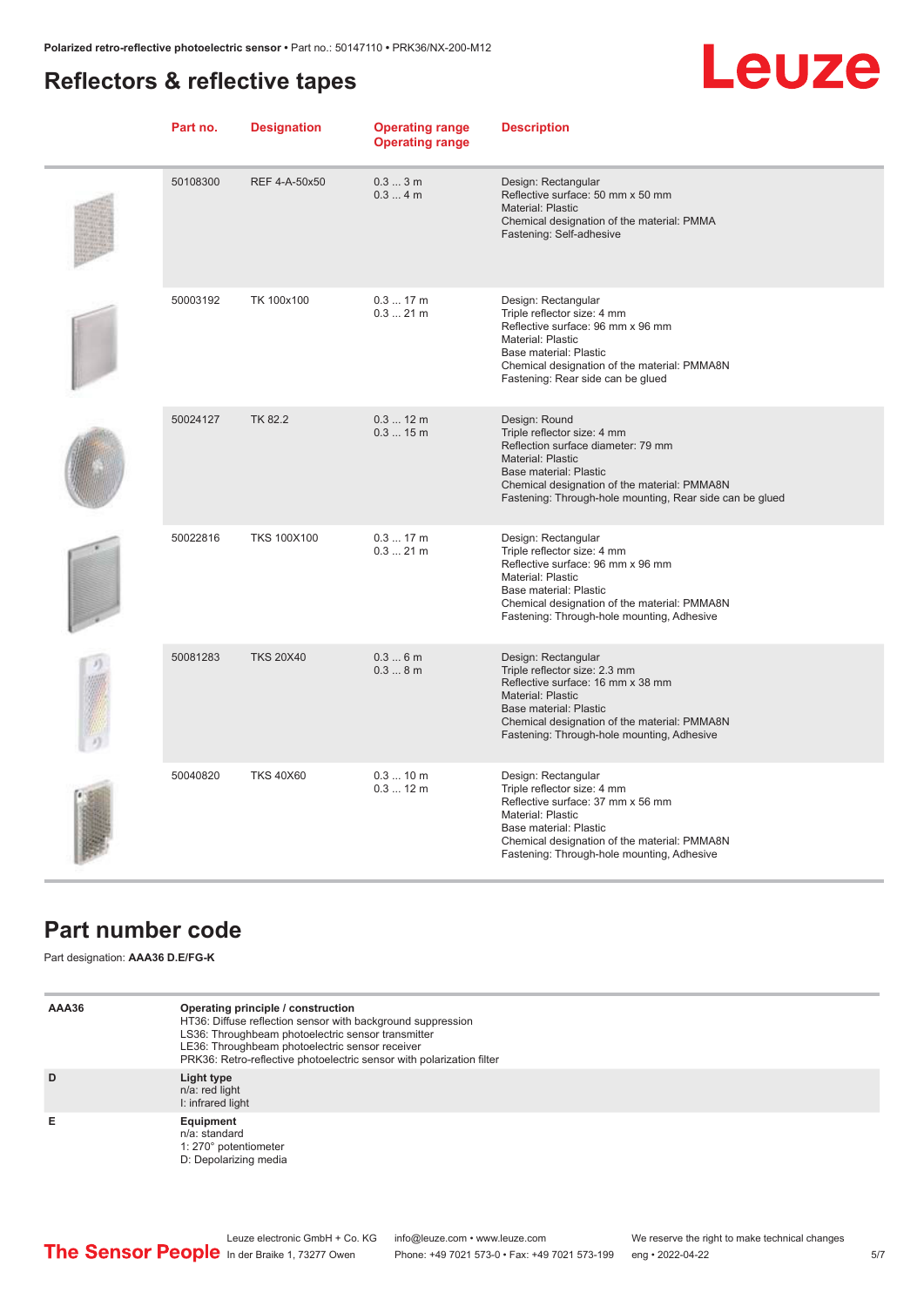## Reflectors & reflective tapes

| Part no. | Designation | Operating range<br>Operating range | Description |
|---|---|---|---|
| 50108300 | REF 4-A-50x50 | 0.3 ... 3 m<br>0.3 ... 4 m | Design: Rectangular<br>Reflective surface: 50 mm x 50 mm<br>Material: Plastic<br>Chemical designation of the material: PMMA<br>Fastening: Self-adhesive |
| 50003192 | TK 100x100 | 0.3 ... 17 m<br>0.3 ... 21 m | Design: Rectangular<br>Triple reflector size: 4 mm<br>Reflective surface: 96 mm x 96 mm<br>Material: Plastic<br>Base material: Plastic<br>Chemical designation of the material: PMMA8N<br>Fastening: Rear side can be glued |
| 50024127 | TK 82.2 | 0.3 ... 12 m<br>0.3 ... 15 m | Design: Round<br>Triple reflector size: 4 mm<br>Reflection surface diameter: 79 mm<br>Material: Plastic<br>Base material: Plastic<br>Chemical designation of the material: PMMA8N<br>Fastening: Through-hole mounting, Rear side can be glued |
| 50022816 | TKS 100X100 | 0.3 ... 17 m<br>0.3 ... 21 m | Design: Rectangular<br>Triple reflector size: 4 mm<br>Reflective surface: 96 mm x 96 mm<br>Material: Plastic<br>Base material: Plastic<br>Chemical designation of the material: PMMA8N<br>Fastening: Through-hole mounting, Adhesive |
| 50081283 | TKS 20X40 | 0.3 ... 6 m<br>0.3 ... 8 m | Design: Rectangular<br>Triple reflector size: 2.3 mm<br>Reflective surface: 16 mm x 38 mm<br>Material: Plastic<br>Base material: Plastic<br>Chemical designation of the material: PMMA8N<br>Fastening: Through-hole mounting, Adhesive |
| 50040820 | TKS 40X60 | 0.3 ... 10 m<br>0.3 ... 12 m | Design: Rectangular<br>Triple reflector size: 4 mm<br>Reflective surface: 37 mm x 56 mm<br>Material: Plastic<br>Base material: Plastic<br>Chemical designation of the material: PMMA8N<br>Fastening: Through-hole mounting, Adhesive |

## Part number code

Part designation: **AAA36 D.E/FG-K**

| | |
|---|---|
| **AAA36** | **Operating principle / construction**<br>HT36: Diffuse reflection sensor with background suppression<br>LS36: Throughbeam photoelectric sensor transmitter<br>LE36: Throughbeam photoelectric sensor receiver<br>PRK36: Retro-reflective photoelectric sensor with polarization filter |
| **D** | **Light type**<br>n/a: red light<br>I: infrared light |
| **E** | **Equipment**<br>n/a: standard<br>1: 270° potentiometer<br>D: Depolarizing media |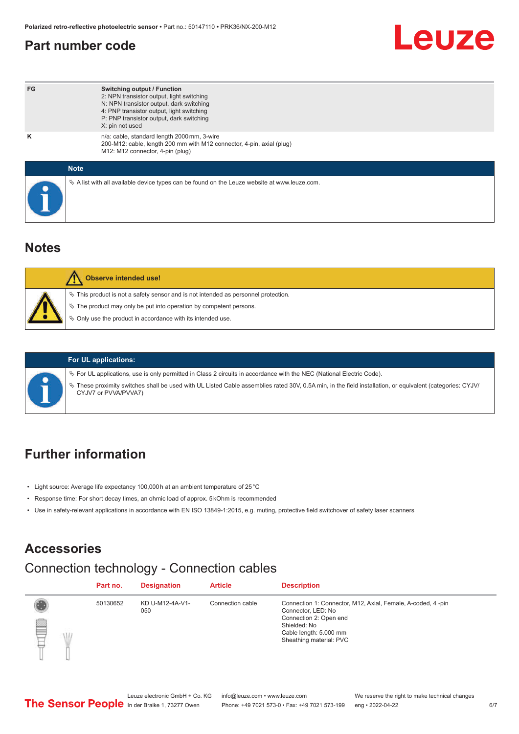## Part number code

| | |
|---|---|
| FG | **Switching output / Function**<br>2: NPN transistor output, light switching<br>N: NPN transistor output, dark switching<br>4: PNP transistor output, light switching<br>P: PNP transistor output, dark switching<br>X: pin not used |
| K | n/a: cable, standard length 2000 mm, 3-wire<br>200-M12: cable, length 200 mm with M12 connector, 4-pin, axial (plug)<br>M12: M12 connector, 4-pin (plug) |

**Note**

- A list with all available device types can be found on the Leuze website at www.leuze.com.

## Notes

**Observe intended use!**

- This product is not a safety sensor and is not intended as personnel protection.
- The product may only be put into operation by competent persons.
- Only use the product in accordance with its intended use.

**For UL applications:**

- For UL applications, use is only permitted in Class 2 circuits in accordance with the NEC (National Electric Code).
- These proximity switches shall be used with UL Listed Cable assemblies rated 30V, 0.5A min, in the field installation, or equivalent (categories: CYJV/CYJV7 or PVVA/PVVA7)

## Further information

- Light source: Average life expectancy 100,000 h at an ambient temperature of 25 °C
- Response time: For short decay times, an ohmic load of approx. 5 kOhm is recommended
- Use in safety-relevant applications in accordance with EN ISO 13849-1:2015, e.g. muting, protective field switchover of safety laser scanners

## Accessories

### Connection technology - Connection cables

| Part no. | Designation | Article | Description |
|---|---|---|---|
| 50130652 | KD U-M12-4A-V1-050 | Connection cable | Connection 1: Connector, M12, Axial, Female, A-coded, 4 -pin<br>Connector, LED: No<br>Connection 2: Open end<br>Shielded: No<br>Cable length: 5.000 mm<br>Sheathing material: PVC |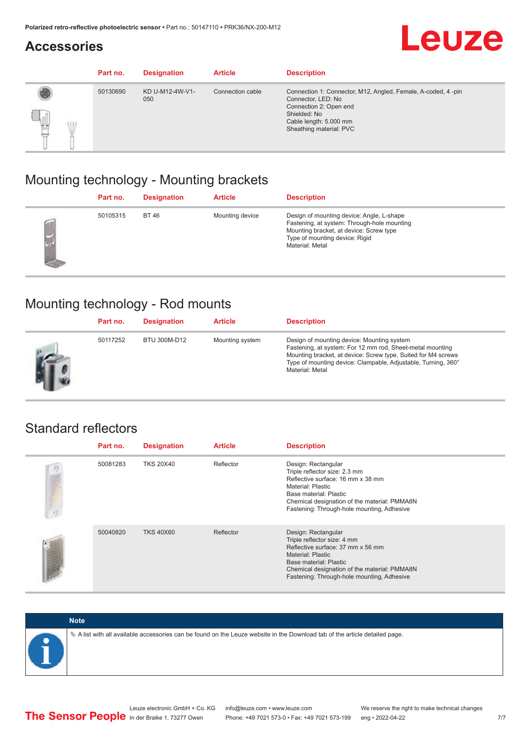## Accessories

| Part no. | Designation | Article | Description |
|---|---|---|---|
| 50130690 | KD U-M12-4W-V1-050 | Connection cable | Connection 1: Connector, M12, Angled, Female, A-coded, 4 -pin<br>Connector, LED: No<br>Connection 2: Open end<br>Shielded: No<br>Cable length: 5.000 mm<br>Sheathing material: PVC |

## Mounting technology - Mounting brackets

| Part no. | Designation | Article | Description |
|---|---|---|---|
| 50105315 | BT 46 | Mounting device | Design of mounting device: Angle, L-shape<br>Fastening, at system: Through-hole mounting<br>Mounting bracket, at device: Screw type<br>Type of mounting device: Rigid<br>Material: Metal |

## Mounting technology - Rod mounts

| Part no. | Designation | Article | Description |
|---|---|---|---|
| 50117252 | BTU 300M-D12 | Mounting system | Design of mounting device: Mounting system<br>Fastening, at system: For 12 mm rod, Sheet-metal mounting<br>Mounting bracket, at device: Screw type, Suited for M4 screws<br>Type of mounting device: Clampable, Adjustable, Turning, 360°<br>Material: Metal |

## Standard reflectors

| Part no. | Designation | Article | Description |
|---|---|---|---|
| 50081283 | TKS 20X40 | Reflector | Design: Rectangular<br>Triple reflector size: 2.3 mm<br>Reflective surface: 16 mm x 38 mm<br>Material: Plastic<br>Base material: Plastic<br>Chemical designation of the material: PMMA8N<br>Fastening: Through-hole mounting, Adhesive |
| 50040820 | TKS 40X60 | Reflector | Design: Rectangular<br>Triple reflector size: 4 mm<br>Reflective surface: 37 mm x 56 mm<br>Material: Plastic<br>Base material: Plastic<br>Chemical designation of the material: PMMA8N<br>Fastening: Through-hole mounting, Adhesive |

**Note**

↳ A list with all available accessories can be found on the Leuze website in the Download tab of the article detailed page.